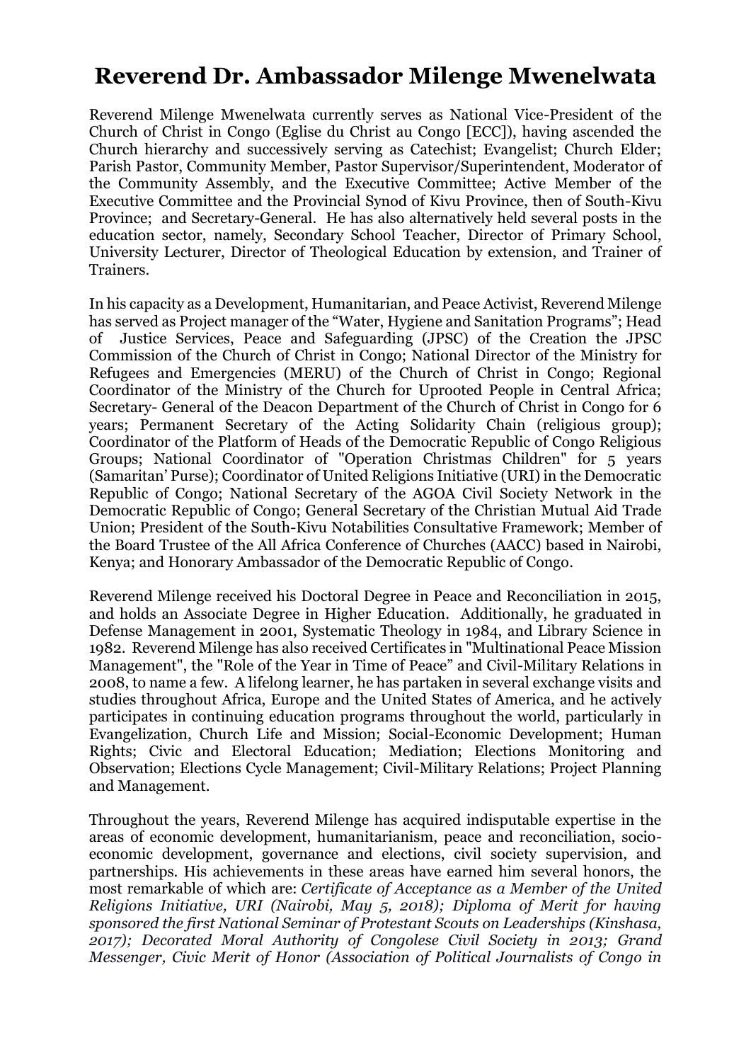# Reverend Dr. Ambassador Milenge Mwenelwata

Reverend Milenge Mwenelwata currently serves as National Vice-President of the Church of Christ in Congo (Eglise du Christ au Congo [ECC]), having ascended the Church hierarchy and successively serving as Catechist; Evangelist; Church Elder; Parish Pastor, Community Member, Pastor Supervisor/Superintendent, Moderator of the Community Assembly, and the Executive Committee; Active Member of the Executive Committee and the Provincial Synod of Kivu Province, then of South-Kivu Province; and Secretary-General. He has also alternatively held several posts in the education sector, namely, Secondary School Teacher, Director of Primary School, University Lecturer, Director of Theological Education by extension, and Trainer of Trainers.

In his capacity as a Development, Humanitarian, and Peace Activist, Reverend Milenge has served as Project manager of the "Water, Hygiene and Sanitation Programs"; Head of Justice Services, Peace and Safeguarding (JPSC) of the Creation the JPSC Commission of the Church of Christ in Congo; National Director of the Ministry for Refugees and Emergencies (MERU) of the Church of Christ in Congo; Regional Coordinator of the Ministry of the Church for Uprooted People in Central Africa; Secretary- General of the Deacon Department of the Church of Christ in Congo for 6 years; Permanent Secretary of the Acting Solidarity Chain (religious group); Coordinator of the Platform of Heads of the Democratic Republic of Congo Religious Groups; National Coordinator of "Operation Christmas Children" for 5 years (Samaritan' Purse); Coordinator of United Religions Initiative (URI) in the Democratic Republic of Congo; National Secretary of the AGOA Civil Society Network in the Democratic Republic of Congo; General Secretary of the Christian Mutual Aid Trade Union; President of the South-Kivu Notabilities Consultative Framework; Member of the Board Trustee of the All Africa Conference of Churches (AACC) based in Nairobi, Kenya; and Honorary Ambassador of the Democratic Republic of Congo.

Reverend Milenge received his Doctoral Degree in Peace and Reconciliation in 2015, and holds an Associate Degree in Higher Education. Additionally, he graduated in Defense Management in 2001, Systematic Theology in 1984, and Library Science in 1982. Reverend Milenge has also received Certificates in "Multinational Peace Mission Management", the "Role of the Year in Time of Peace" and Civil-Military Relations in 2008, to name a few. A lifelong learner, he has partaken in several exchange visits and studies throughout Africa, Europe and the United States of America, and he actively participates in continuing education programs throughout the world, particularly in Evangelization, Church Life and Mission; Social-Economic Development; Human Rights; Civic and Electoral Education; Mediation; Elections Monitoring and Observation; Elections Cycle Management; Civil-Military Relations; Project Planning and Management.

Throughout the years, Reverend Milenge has acquired indisputable expertise in the areas of economic development, humanitarianism, peace and reconciliation, socio-economic development, governance and elections, civil society supervision, and partnerships. His achievements in these areas have earned him several honors, the most remarkable of which are: *Certificate of Acceptance as a Member of the United Religions Initiative, URI (Nairobi, May 5, 2018); Diploma of Merit for having sponsored the first National Seminar of Protestant Scouts on Leaderships (Kinshasa, 2017); Decorated Moral Authority of Congolese Civil Society in 2013; Grand Messenger, Civic Merit of Honor (Association of Political Journalists of Congo in*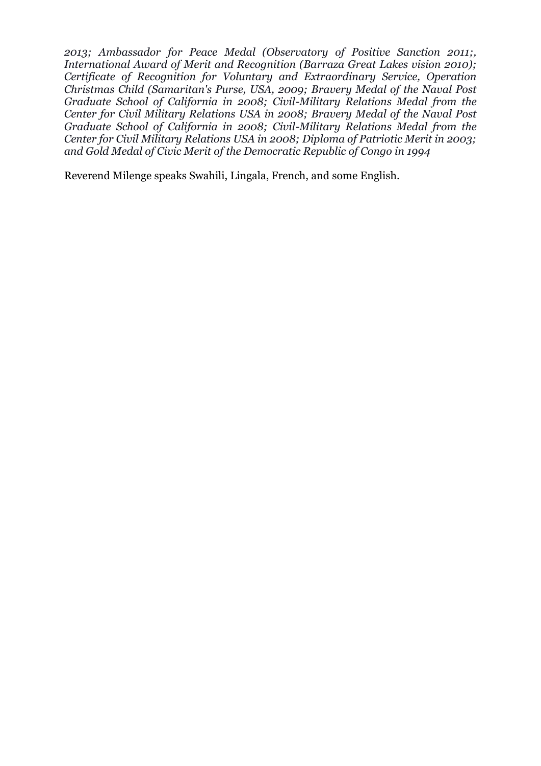*2013; Ambassador for Peace Medal (Observatory of Positive Sanction 2011;, International Award of Merit and Recognition (Barraza Great Lakes vision 2010); Certificate of Recognition for Voluntary and Extraordinary Service, Operation Christmas Child (Samaritan's Purse, USA, 2009; Bravery Medal of the Naval Post Graduate School of California in 2008; Civil-Military Relations Medal from the Center for Civil Military Relations USA in 2008; Bravery Medal of the Naval Post Graduate School of California in 2008; Civil-Military Relations Medal from the Center for Civil Military Relations USA in 2008; Diploma of Patriotic Merit in 2003; and Gold Medal of Civic Merit of the Democratic Republic of Congo in 1994*

Reverend Milenge speaks Swahili, Lingala, French, and some English.